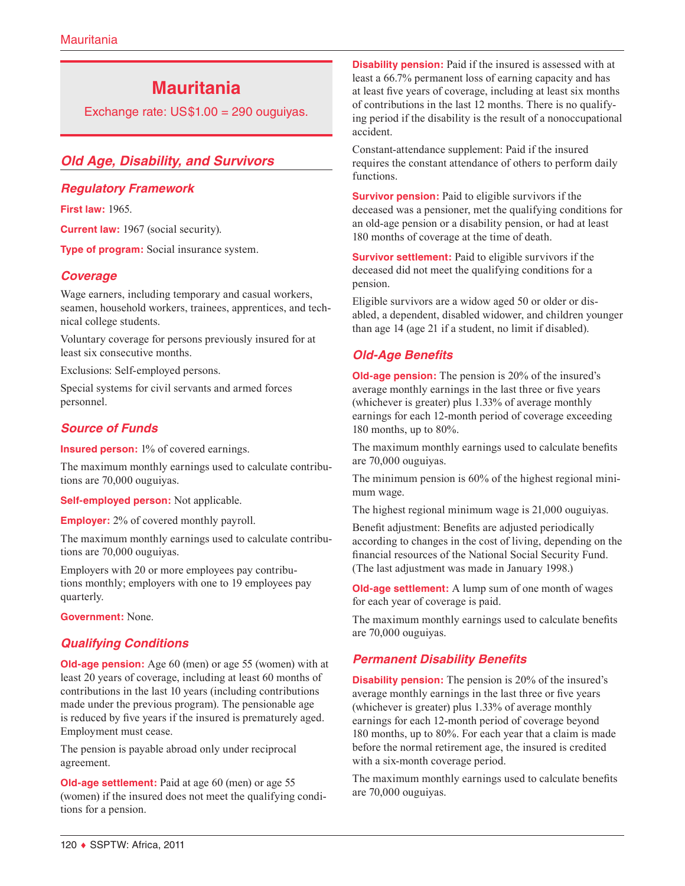# Mauritania

Exchange rate: US$1.00 = 290 ouguiyas.

## Old Age, Disability, and Survivors

### Regulatory Framework

**First law:** 1965.

**Current law:** 1967 (social security).

**Type of program:** Social insurance system.

### Coverage

Wage earners, including temporary and casual workers, seamen, household workers, trainees, apprentices, and technical college students.

Voluntary coverage for persons previously insured for at least six consecutive months.

Exclusions: Self-employed persons.

Special systems for civil servants and armed forces personnel.

### Source of Funds

**Insured person:** 1% of covered earnings.

The maximum monthly earnings used to calculate contributions are 70,000 ouguiyas.

**Self-employed person:** Not applicable.

**Employer:** 2% of covered monthly payroll.

The maximum monthly earnings used to calculate contributions are 70,000 ouguiyas.

Employers with 20 or more employees pay contributions monthly; employers with one to 19 employees pay quarterly.

**Government:** None.

### Qualifying Conditions

**Old-age pension:** Age 60 (men) or age 55 (women) with at least 20 years of coverage, including at least 60 months of contributions in the last 10 years (including contributions made under the previous program). The pensionable age is reduced by five years if the insured is prematurely aged. Employment must cease.

The pension is payable abroad only under reciprocal agreement.

**Old-age settlement:** Paid at age 60 (men) or age 55 (women) if the insured does not meet the qualifying conditions for a pension.

**Disability pension:** Paid if the insured is assessed with at least a 66.7% permanent loss of earning capacity and has at least five years of coverage, including at least six months of contributions in the last 12 months. There is no qualifying period if the disability is the result of a nonoccupational accident.

Constant-attendance supplement: Paid if the insured requires the constant attendance of others to perform daily functions.

**Survivor pension:** Paid to eligible survivors if the deceased was a pensioner, met the qualifying conditions for an old-age pension or a disability pension, or had at least 180 months of coverage at the time of death.

**Survivor settlement:** Paid to eligible survivors if the deceased did not meet the qualifying conditions for a pension.

Eligible survivors are a widow aged 50 or older or disabled, a dependent, disabled widower, and children younger than age 14 (age 21 if a student, no limit if disabled).

### Old-Age Benefits

**Old-age pension:** The pension is 20% of the insured's average monthly earnings in the last three or five years (whichever is greater) plus 1.33% of average monthly earnings for each 12-month period of coverage exceeding 180 months, up to 80%.

The maximum monthly earnings used to calculate benefits are 70,000 ouguiyas.

The minimum pension is 60% of the highest regional minimum wage.

The highest regional minimum wage is 21,000 ouguiyas.

Benefit adjustment: Benefits are adjusted periodically according to changes in the cost of living, depending on the financial resources of the National Social Security Fund. (The last adjustment was made in January 1998.)

**Old-age settlement:** A lump sum of one month of wages for each year of coverage is paid.

The maximum monthly earnings used to calculate benefits are 70,000 ouguiyas.

### Permanent Disability Benefits

**Disability pension:** The pension is 20% of the insured's average monthly earnings in the last three or five years (whichever is greater) plus 1.33% of average monthly earnings for each 12-month period of coverage beyond 180 months, up to 80%. For each year that a claim is made before the normal retirement age, the insured is credited with a six-month coverage period.

The maximum monthly earnings used to calculate benefits are 70,000 ouguiyas.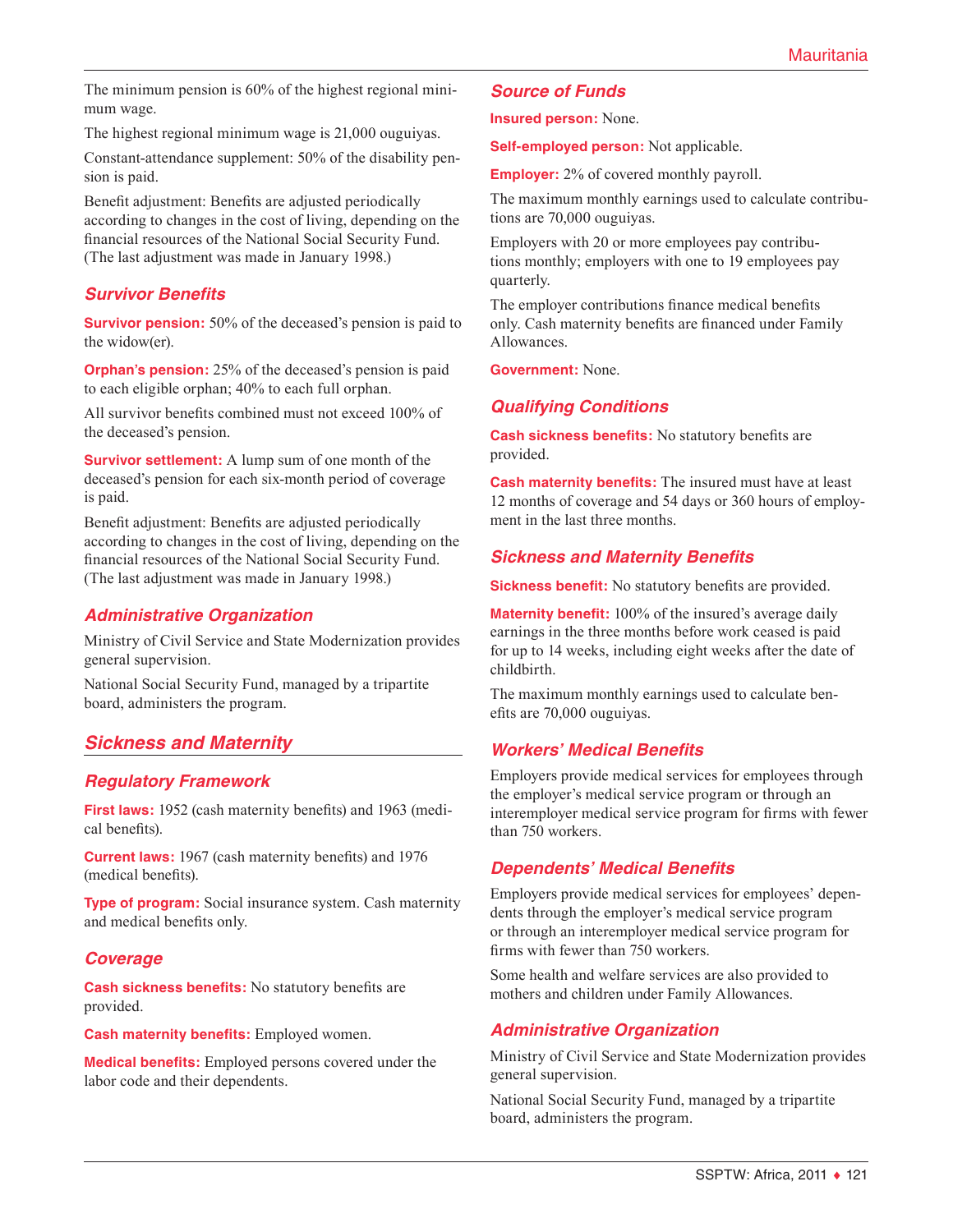The minimum pension is 60% of the highest regional minimum wage.

The highest regional minimum wage is 21,000 ouguiyas.

Constant-attendance supplement: 50% of the disability pension is paid.

Benefit adjustment: Benefits are adjusted periodically according to changes in the cost of living, depending on the financial resources of the National Social Security Fund. (The last adjustment was made in January 1998.)

### Survivor Benefits

**Survivor pension:** 50% of the deceased's pension is paid to the widow(er).

**Orphan's pension:** 25% of the deceased's pension is paid to each eligible orphan; 40% to each full orphan.

All survivor benefits combined must not exceed 100% of the deceased's pension.

**Survivor settlement:** A lump sum of one month of the deceased's pension for each six-month period of coverage is paid.

Benefit adjustment: Benefits are adjusted periodically according to changes in the cost of living, depending on the financial resources of the National Social Security Fund. (The last adjustment was made in January 1998.)

### Administrative Organization

Ministry of Civil Service and State Modernization provides general supervision.

National Social Security Fund, managed by a tripartite board, administers the program.

## Sickness and Maternity

### Regulatory Framework

**First laws:** 1952 (cash maternity benefits) and 1963 (medical benefits).

**Current laws:** 1967 (cash maternity benefits) and 1976 (medical benefits).

**Type of program:** Social insurance system. Cash maternity and medical benefits only.

### Coverage

**Cash sickness benefits:** No statutory benefits are provided.

**Cash maternity benefits:** Employed women.

**Medical benefits:** Employed persons covered under the labor code and their dependents.

### Source of Funds

**Insured person:** None.

**Self-employed person:** Not applicable.

**Employer:** 2% of covered monthly payroll.

The maximum monthly earnings used to calculate contributions are 70,000 ouguiyas.

Employers with 20 or more employees pay contributions monthly; employers with one to 19 employees pay quarterly.

The employer contributions finance medical benefits only. Cash maternity benefits are financed under Family Allowances.

**Government:** None.

### Qualifying Conditions

**Cash sickness benefits:** No statutory benefits are provided.

**Cash maternity benefits:** The insured must have at least 12 months of coverage and 54 days or 360 hours of employment in the last three months.

### Sickness and Maternity Benefits

**Sickness benefit:** No statutory benefits are provided.

**Maternity benefit:** 100% of the insured's average daily earnings in the three months before work ceased is paid for up to 14 weeks, including eight weeks after the date of childbirth.

The maximum monthly earnings used to calculate benefits are 70,000 ouguiyas.

### Workers' Medical Benefits

Employers provide medical services for employees through the employer's medical service program or through an interemployer medical service program for firms with fewer than 750 workers.

### Dependents' Medical Benefits

Employers provide medical services for employees' dependents through the employer's medical service program or through an interemployer medical service program for firms with fewer than 750 workers.

Some health and welfare services are also provided to mothers and children under Family Allowances.

### Administrative Organization

Ministry of Civil Service and State Modernization provides general supervision.

National Social Security Fund, managed by a tripartite board, administers the program.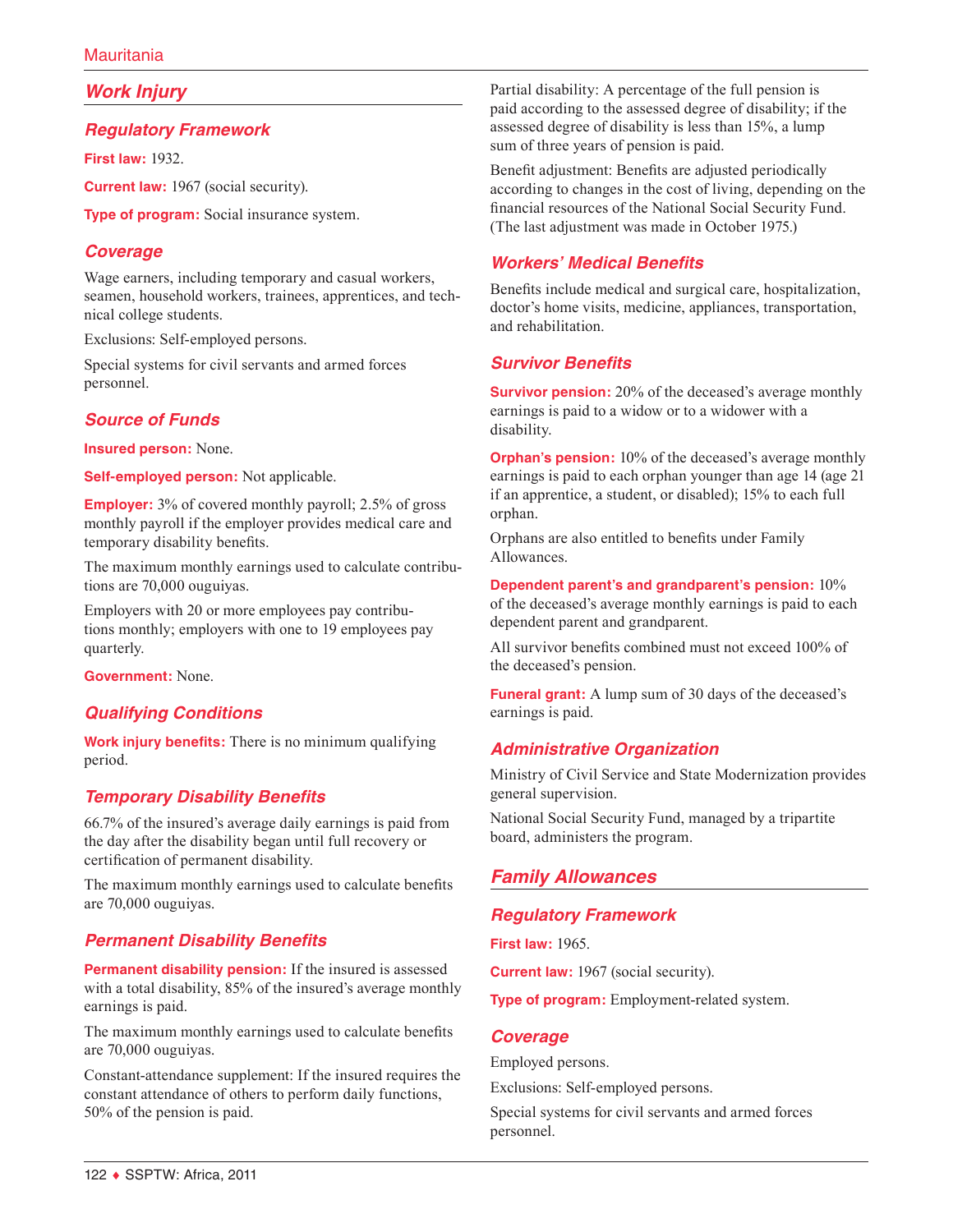## Work Injury

### Regulatory Framework

**First law:** 1932.

**Current law:** 1967 (social security).

**Type of program:** Social insurance system.

### Coverage

Wage earners, including temporary and casual workers, seamen, household workers, trainees, apprentices, and technical college students.

Exclusions: Self-employed persons.

Special systems for civil servants and armed forces personnel.

### Source of Funds

**Insured person:** None.

**Self-employed person:** Not applicable.

**Employer:** 3% of covered monthly payroll; 2.5% of gross monthly payroll if the employer provides medical care and temporary disability benefits.

The maximum monthly earnings used to calculate contributions are 70,000 ouguiyas.

Employers with 20 or more employees pay contributions monthly; employers with one to 19 employees pay quarterly.

**Government:** None.

### Qualifying Conditions

**Work injury benefits:** There is no minimum qualifying period.

### Temporary Disability Benefits

66.7% of the insured's average daily earnings is paid from the day after the disability began until full recovery or certification of permanent disability.

The maximum monthly earnings used to calculate benefits are 70,000 ouguiyas.

### Permanent Disability Benefits

**Permanent disability pension:** If the insured is assessed with a total disability, 85% of the insured's average monthly earnings is paid.

The maximum monthly earnings used to calculate benefits are 70,000 ouguiyas.

Constant-attendance supplement: If the insured requires the constant attendance of others to perform daily functions, 50% of the pension is paid.

Partial disability: A percentage of the full pension is paid according to the assessed degree of disability; if the assessed degree of disability is less than 15%, a lump sum of three years of pension is paid.

Benefit adjustment: Benefits are adjusted periodically according to changes in the cost of living, depending on the financial resources of the National Social Security Fund. (The last adjustment was made in October 1975.)

### Workers' Medical Benefits

Benefits include medical and surgical care, hospitalization, doctor's home visits, medicine, appliances, transportation, and rehabilitation.

### Survivor Benefits

**Survivor pension:** 20% of the deceased's average monthly earnings is paid to a widow or to a widower with a disability.

**Orphan's pension:** 10% of the deceased's average monthly earnings is paid to each orphan younger than age 14 (age 21 if an apprentice, a student, or disabled); 15% to each full orphan.

Orphans are also entitled to benefits under Family Allowances.

**Dependent parent's and grandparent's pension:** 10% of the deceased's average monthly earnings is paid to each dependent parent and grandparent.

All survivor benefits combined must not exceed 100% of the deceased's pension.

**Funeral grant:** A lump sum of 30 days of the deceased's earnings is paid.

### Administrative Organization

Ministry of Civil Service and State Modernization provides general supervision.

National Social Security Fund, managed by a tripartite board, administers the program.

## Family Allowances

### Regulatory Framework

**First law:** 1965.

**Current law:** 1967 (social security).

**Type of program:** Employment-related system.

### Coverage

Employed persons.

Exclusions: Self-employed persons.

Special systems for civil servants and armed forces personnel.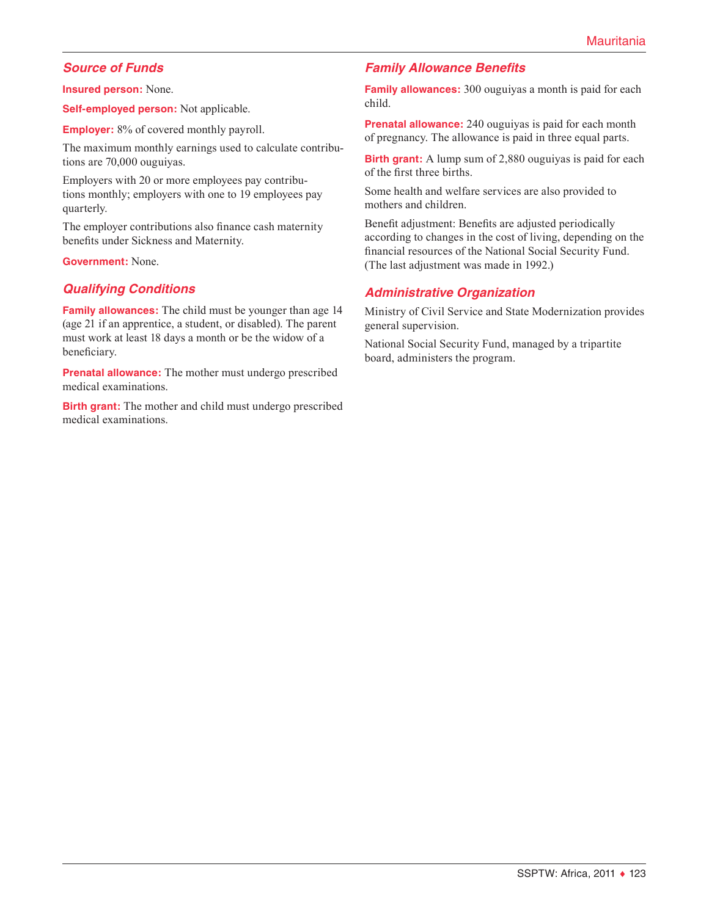### Source of Funds

**Insured person:** None.

**Self-employed person:** Not applicable.

**Employer:** 8% of covered monthly payroll.

The maximum monthly earnings used to calculate contributions are 70,000 ouguiyas.

Employers with 20 or more employees pay contributions monthly; employers with one to 19 employees pay quarterly.

The employer contributions also finance cash maternity benefits under Sickness and Maternity.

**Government:** None.

### Qualifying Conditions

**Family allowances:** The child must be younger than age 14 (age 21 if an apprentice, a student, or disabled). The parent must work at least 18 days a month or be the widow of a beneficiary.

**Prenatal allowance:** The mother must undergo prescribed medical examinations.

**Birth grant:** The mother and child must undergo prescribed medical examinations.

### Family Allowance Benefits

**Family allowances:** 300 ouguiyas a month is paid for each child.

**Prenatal allowance:** 240 ouguiyas is paid for each month of pregnancy. The allowance is paid in three equal parts.

**Birth grant:** A lump sum of 2,880 ouguiyas is paid for each of the first three births.

Some health and welfare services are also provided to mothers and children.

Benefit adjustment: Benefits are adjusted periodically according to changes in the cost of living, depending on the financial resources of the National Social Security Fund. (The last adjustment was made in 1992.)

### Administrative Organization

Ministry of Civil Service and State Modernization provides general supervision.

National Social Security Fund, managed by a tripartite board, administers the program.